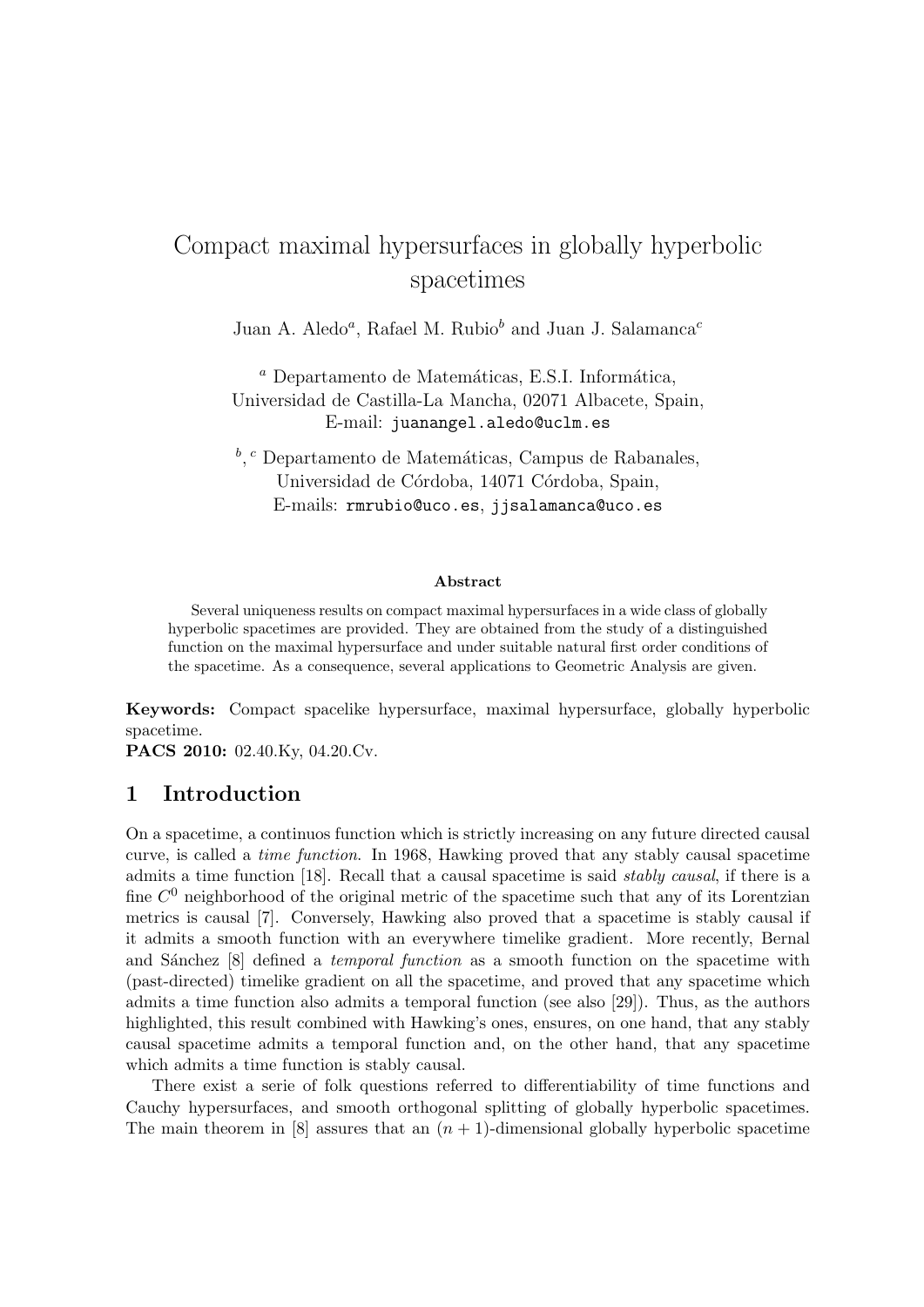# Compact maximal hypersurfaces in globally hyperbolic spacetimes

Juan A. Aledo[a], Rafael M. Rubio[b] and Juan J. Salamanca[c]

[a] Departamento de Matemáticas, E.S.I. Informática,
Universidad de Castilla-La Mancha, 02071 Albacete, Spain,
E-mail: juanangel.aledo@uclm.es

[b], [c] Departamento de Matemáticas, Campus de Rabanales,
Universidad de Córdoba, 14071 Córdoba, Spain,
E-mails: rmrubio@uco.es, jjsalamanca@uco.es

**Abstract**

Several uniqueness results on compact maximal hypersurfaces in a wide class of globally hyperbolic spacetimes are provided. They are obtained from the study of a distinguished function on the maximal hypersurface and under suitable natural first order conditions of the spacetime. As a consequence, several applications to Geometric Analysis are given.

**Keywords:** Compact spacelike hypersurface, maximal hypersurface, globally hyperbolic spacetime.
**PACS 2010:** 02.40.Ky, 04.20.Cv.

## 1 Introduction

On a spacetime, a continuos function which is strictly increasing on any future directed causal curve, is called a *time function*. In 1968, Hawking proved that any stably causal spacetime admits a time function [18]. Recall that a causal spacetime is said *stably causal*, if there is a fine $C^0$ neighborhood of the original metric of the spacetime such that any of its Lorentzian metrics is causal [7]. Conversely, Hawking also proved that a spacetime is stably causal if it admits a smooth function with an everywhere timelike gradient. More recently, Bernal and Sánchez [8] defined a *temporal function* as a smooth function on the spacetime with (past-directed) timelike gradient on all the spacetime, and proved that any spacetime which admits a time function also admits a temporal function (see also [29]). Thus, as the authors highlighted, this result combined with Hawking's ones, ensures, on one hand, that any stably causal spacetime admits a temporal function and, on the other hand, that any spacetime which admits a time function is stably causal.

There exist a serie of folk questions referred to differentiability of time functions and Cauchy hypersurfaces, and smooth orthogonal splitting of globally hyperbolic spacetimes. The main theorem in [8] assures that an $(n+1)$-dimensional globally hyperbolic spacetime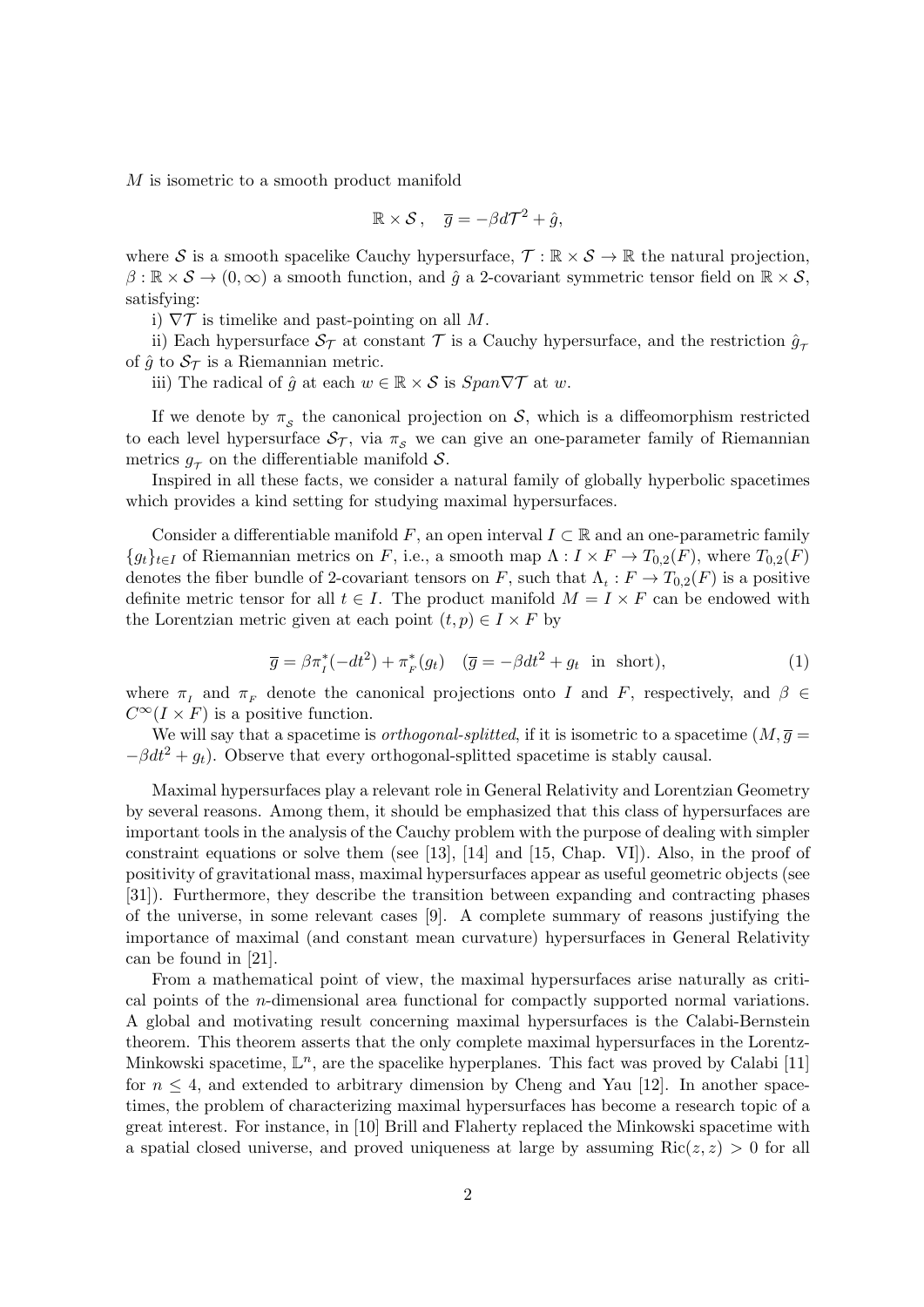$M$ is isometric to a smooth product manifold

$$\mathbb{R}\times\mathcal{S}\,,\quad \overline{g}=-\beta d\mathcal{T}^2+\hat{g},$$

where $\mathcal{S}$ is a smooth spacelike Cauchy hypersurface, $\mathcal{T}:\mathbb{R}\times\mathcal{S}\to\mathbb{R}$ the natural projection, $\beta:\mathbb{R}\times\mathcal{S}\to(0,\infty)$ a smooth function, and $\hat{g}$ a 2-covariant symmetric tensor field on $\mathbb{R}\times\mathcal{S}$, satisfying:

i) $\nabla\mathcal{T}$ is timelike and past-pointing on all $M$.

ii) Each hypersurface $\mathcal{S}_{\mathcal{T}}$ at constant $\mathcal{T}$ is a Cauchy hypersurface, and the restriction $\hat{g}_{\mathcal{T}}$ of $\hat{g}$ to $\mathcal{S}_{\mathcal{T}}$ is a Riemannian metric.

iii) The radical of $\hat{g}$ at each $w\in\mathbb{R}\times\mathcal{S}$ is $Span\nabla\mathcal{T}$ at $w$.

If we denote by $\pi_{_\mathcal{S}}$ the canonical projection on $\mathcal{S}$, which is a diffeomorphism restricted to each level hypersurface $\mathcal{S}_{\mathcal{T}}$, via $\pi_{_\mathcal{S}}$ we can give an one-parameter family of Riemannian metrics $g_{_\mathcal{T}}$ on the differentiable manifold $\mathcal{S}$.

Inspired in all these facts, we consider a natural family of globally hyperbolic spacetimes which provides a kind setting for studying maximal hypersurfaces.

Consider a differentiable manifold $F$, an open interval $I\subset\mathbb{R}$ and an one-parametric family $\{g_t\}_{t\in I}$ of Riemannian metrics on $F$, i.e., a smooth map $\Lambda:I\times F\to T_{0,2}(F)$, where $T_{0,2}(F)$ denotes the fiber bundle of 2-covariant tensors on $F$, such that $\Lambda_t:F\to T_{0,2}(F)$ is a positive definite metric tensor for all $t\in I$. The product manifold $M=I\times F$ can be endowed with the Lorentzian metric given at each point $(t,p)\in I\times F$ by

$$\overline{g}=\beta\pi_{_I}^*(-dt^2)+\pi_{_F}^*(g_t)\quad(\overline{g}=-\beta dt^2+g_t\ \text{ in short}),\tag{1}$$

where $\pi_{_I}$ and $\pi_{_F}$ denote the canonical projections onto $I$ and $F$, respectively, and $\beta\in C^\infty(I\times F)$ is a positive function.

We will say that a spacetime is *orthogonal-splitted*, if it is isometric to a spacetime $(M,\overline{g}=-\beta dt^2+g_t)$. Observe that every orthogonal-splitted spacetime is stably causal.

Maximal hypersurfaces play a relevant role in General Relativity and Lorentzian Geometry by several reasons. Among them, it should be emphasized that this class of hypersurfaces are important tools in the analysis of the Cauchy problem with the purpose of dealing with simpler constraint equations or solve them (see [13], [14] and [15, Chap. VI]). Also, in the proof of positivity of gravitational mass, maximal hypersurfaces appear as useful geometric objects (see [31]). Furthermore, they describe the transition between expanding and contracting phases of the universe, in some relevant cases [9]. A complete summary of reasons justifying the importance of maximal (and constant mean curvature) hypersurfaces in General Relativity can be found in [21].

From a mathematical point of view, the maximal hypersurfaces arise naturally as critical points of the $n$-dimensional area functional for compactly supported normal variations. A global and motivating result concerning maximal hypersurfaces is the Calabi-Bernstein theorem. This theorem asserts that the only complete maximal hypersurfaces in the Lorentz-Minkowski spacetime, $\mathbb{L}^n$, are the spacelike hyperplanes. This fact was proved by Calabi [11] for $n\leq 4$, and extended to arbitrary dimension by Cheng and Yau [12]. In another spacetimes, the problem of characterizing maximal hypersurfaces has become a research topic of a great interest. For instance, in [10] Brill and Flaherty replaced the Minkowski spacetime with a spatial closed universe, and proved uniqueness at large by assuming $\mathrm{Ric}(z,z)>0$ for all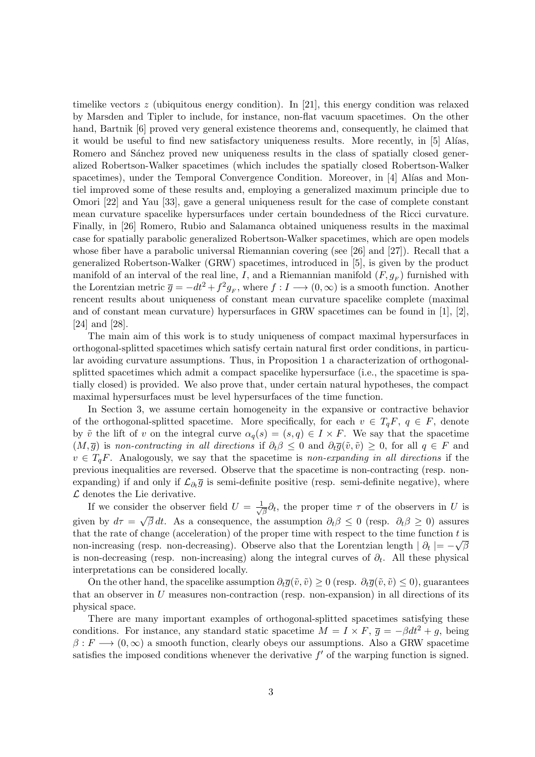timelike vectors $z$ (ubiquitous energy condition). In [21], this energy condition was relaxed by Marsden and Tipler to include, for instance, non-flat vacuum spacetimes. On the other hand, Bartnik [6] proved very general existence theorems and, consequently, he claimed that it would be useful to find new satisfactory uniqueness results. More recently, in [5] Alías, Romero and Sánchez proved new uniqueness results in the class of spatially closed generalized Robertson-Walker spacetimes (which includes the spatially closed Robertson-Walker spacetimes), under the Temporal Convergence Condition. Moreover, in [4] Alías and Montiel improved some of these results and, employing a generalized maximum principle due to Omori [22] and Yau [33], gave a general uniqueness result for the case of complete constant mean curvature spacelike hypersurfaces under certain boundedness of the Ricci curvature. Finally, in [26] Romero, Rubio and Salamanca obtained uniqueness results in the maximal case for spatially parabolic generalized Robertson-Walker spacetimes, which are open models whose fiber have a parabolic universal Riemannian covering (see [26] and [27]). Recall that a generalized Robertson-Walker (GRW) spacetimes, introduced in [5], is given by the product manifold of an interval of the real line, $I$, and a Riemannian manifold $(F, g_{_F})$ furnished with the Lorentzian metric $\overline{g} = -dt^2 + f^2 g_{_F}$, where $f : I \longrightarrow (0, \infty)$ is a smooth function. Another rencent results about uniqueness of constant mean curvature spacelike complete (maximal and of constant mean curvature) hypersurfaces in GRW spacetimes can be found in [1], [2], [24] and [28].

The main aim of this work is to study uniqueness of compact maximal hypersurfaces in orthogonal-splitted spacetimes which satisfy certain natural first order conditions, in particular avoiding curvature assumptions. Thus, in Proposition 1 a characterization of orthogonal-splitted spacetimes which admit a compact spacelike hypersurface (i.e., the spacetime is spatially closed) is provided. We also prove that, under certain natural hypotheses, the compact maximal hypersurfaces must be level hypersurfaces of the time function.

In Section 3, we assume certain homogeneity in the expansive or contractive behavior of the orthogonal-splitted spacetime. More specifically, for each $v \in T_qF$, $q \in F$, denote by $\tilde{v}$ the lift of $v$ on the integral curve $\alpha_q(s) = (s, q) \in I \times F$. We say that the spacetime $(M, \overline{g})$ is *non-contracting in all directions* if $\partial_t \beta \leq 0$ and $\partial_t \overline{g}(\tilde{v}, \tilde{v}) \geq 0$, for all $q \in F$ and $v \in T_qF$. Analogously, we say that the spacetime is *non-expanding in all directions* if the previous inequalities are reversed. Observe that the spacetime is non-contracting (resp. non-expanding) if and only if $\mathcal{L}_{\partial_t} \overline{g}$ is semi-definite positive (resp. semi-definite negative), where $\mathcal{L}$ denotes the Lie derivative.

If we consider the observer field $U = \frac{1}{\sqrt{\beta}} \partial_t$, the proper time $\tau$ of the observers in $U$ is given by $d\tau = \sqrt{\beta}\, dt$. As a consequence, the assumption $\partial_t \beta \leq 0$ (resp. $\partial_t \beta \geq 0$) assures that the rate of change (acceleration) of the proper time with respect to the time function $t$ is non-increasing (resp. non-decreasing). Observe also that the Lorentzian length $\mid \partial_t \mid = -\sqrt{\beta}$ is non-decreasing (resp. non-increasing) along the integral curves of $\partial_t$. All these physical interpretations can be considered locally.

On the other hand, the spacelike assumption $\partial_t \overline{g}(\tilde{v}, \tilde{v}) \geq 0$ (resp. $\partial_t \overline{g}(\tilde{v}, \tilde{v}) \leq 0$), guarantees that an observer in $U$ measures non-contraction (resp. non-expansion) in all directions of its physical space.

There are many important examples of orthogonal-splitted spacetimes satisfying these conditions. For instance, any standard static spacetime $M = I \times F$, $\overline{g} = -\beta dt^2 + g$, being $\beta : F \longrightarrow (0, \infty)$ a smooth function, clearly obeys our assumptions. Also a GRW spacetime satisfies the imposed conditions whenever the derivative $f'$ of the warping function is signed.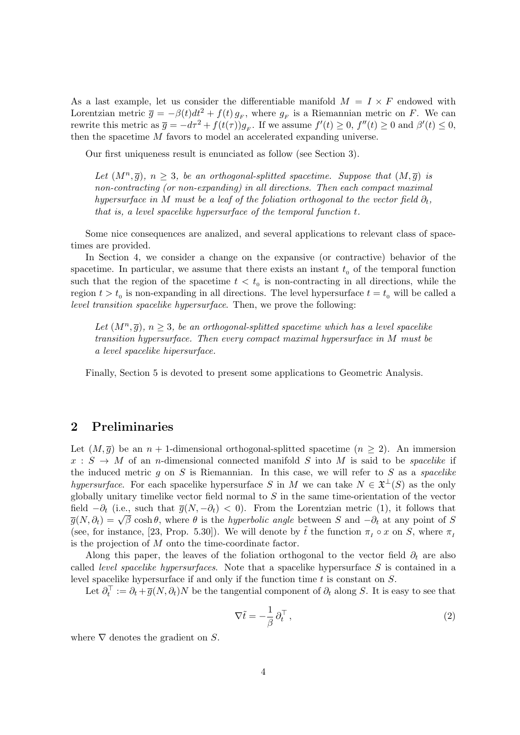As a last example, let us consider the differentiable manifold $M = I \times F$ endowed with Lorentzian metric $\overline{g} = -\beta(t)dt^2 + f(t)\, g_{_F}$, where $g_{_F}$ is a Riemannian metric on $F$. We can rewrite this metric as $\overline{g} = -d\tau^2 + f(t(\tau))g_{_F}$. If we assume $f'(t) \geq 0$, $f''(t) \geq 0$ and $\beta'(t) \leq 0$, then the spacetime $M$ favors to model an accelerated expanding universe.

Our first uniqueness result is enunciated as follow (see Section 3).

> *Let $(M^n, \overline{g})$, $n \geq 3$, be an orthogonal-splitted spacetime. Suppose that $(M, \overline{g})$ is non-contracting (or non-expanding) in all directions. Then each compact maximal hypersurface in $M$ must be a leaf of the foliation orthogonal to the vector field $\partial_t$, that is, a level spacelike hypersurface of the temporal function $t$.*

Some nice consequences are analized, and several applications to relevant class of spacetimes are provided.

In Section 4, we consider a change on the expansive (or contractive) behavior of the spacetime. In particular, we assume that there exists an instant $t_{_0}$ of the temporal function such that the region of the spacetime $t < t_{_0}$ is non-contracting in all directions, while the region $t > t_{_0}$ is non-expanding in all directions. The level hypersurface $t = t_{_0}$ will be called a *level transition spacelike hypersurface*. Then, we prove the following:

> *Let $(M^n, \overline{g})$, $n \geq 3$, be an orthogonal-splitted spacetime which has a level spacelike transition hypersurface. Then every compact maximal hypersurface in $M$ must be a level spacelike hipersurface.*

Finally, Section 5 is devoted to present some applications to Geometric Analysis.

## 2 Preliminaries

Let $(M, \overline{g})$ be an $n+1$-dimensional orthogonal-splitted spacetime ($n \geq 2$). An immersion $x : S \to M$ of an $n$-dimensional connected manifold $S$ into $M$ is said to be *spacelike* if the induced metric $g$ on $S$ is Riemannian. In this case, we will refer to $S$ as a *spacelike hypersurface*. For each spacelike hypersurface $S$ in $M$ we can take $N \in \mathfrak{X}^{\perp}(S)$ as the only globally unitary timelike vector field normal to $S$ in the same time-orientation of the vector field $-\partial_t$ (i.e., such that $\overline{g}(N, -\partial_t) < 0$). From the Lorentzian metric (1), it follows that $\overline{g}(N, \partial_t) = \sqrt{\beta}\cosh\theta$, where $\theta$ is the *hyperbolic angle* between $S$ and $-\partial_t$ at any point of $S$ (see, for instance, [23, Prop. 5.30]). We will denote by $\tilde{t}$ the function $\pi_{_I} \circ x$ on $S$, where $\pi_{_I}$ is the projection of $M$ onto the time-coordinate factor.

Along this paper, the leaves of the foliation orthogonal to the vector field $\partial_t$ are also called *level spacelike hypersurfaces*. Note that a spacelike hypersurface $S$ is contained in a level spacelike hypersurface if and only if the function time $t$ is constant on $S$.

Let $\partial_t^{\top} := \partial_t + \overline{g}(N, \partial_t)N$ be the tangential component of $\partial_t$ along $S$. It is easy to see that

$$\nabla \tilde{t} = -\frac{1}{\beta}\,\partial_t^{\top}\,, \tag{2}$$

where $\nabla$ denotes the gradient on $S$.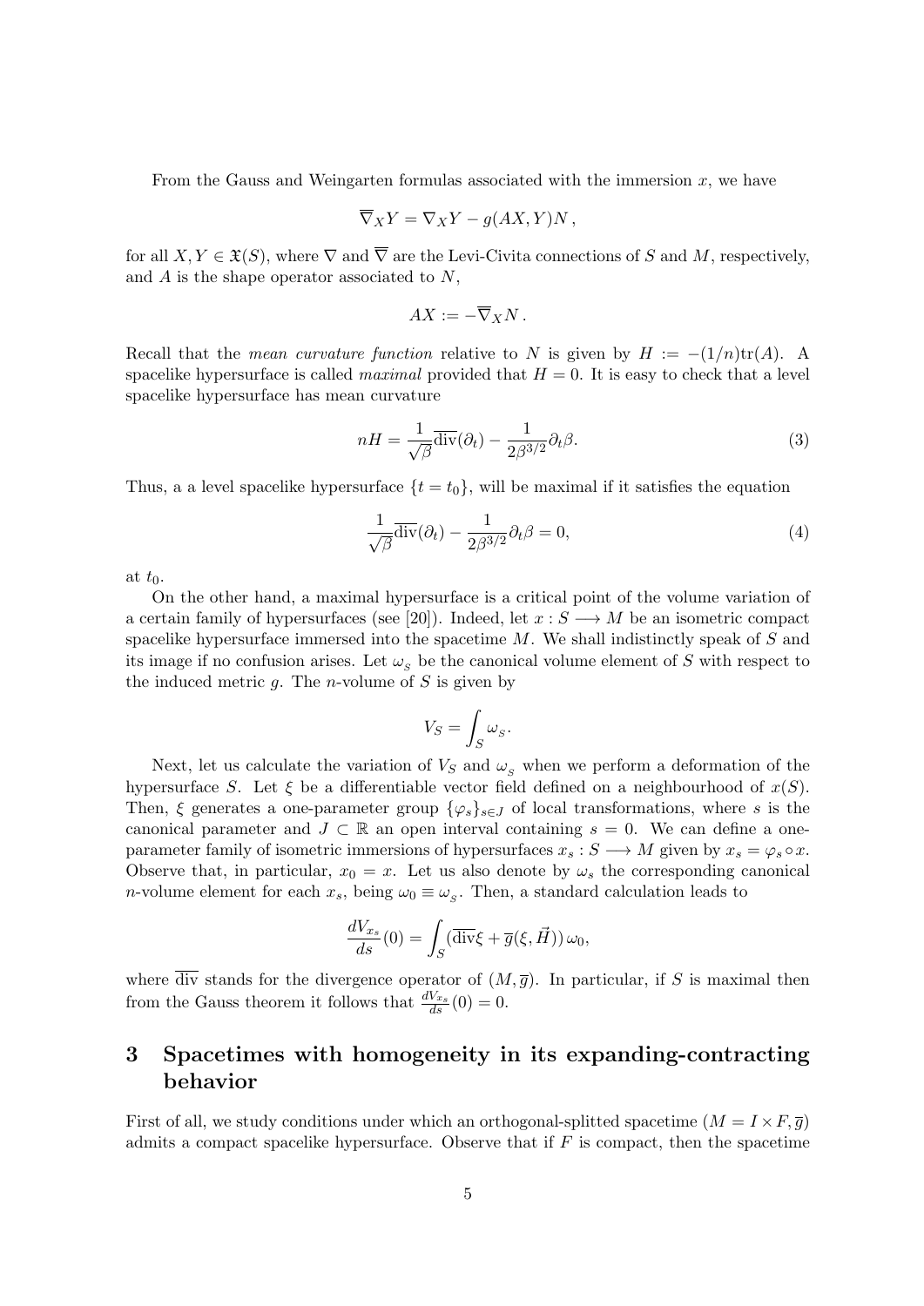From the Gauss and Weingarten formulas associated with the immersion $x$, we have

$$\overline{\nabla}_X Y = \nabla_X Y - g(AX, Y)N \,,$$

for all $X, Y \in \mathfrak{X}(S)$, where $\nabla$ and $\overline{\nabla}$ are the Levi-Civita connections of $S$ and $M$, respectively, and $A$ is the shape operator associated to $N$,

$$AX := -\overline{\nabla}_X N \,.$$

Recall that the *mean curvature function* relative to $N$ is given by $H := -(1/n)\mathrm{tr}(A)$. A spacelike hypersurface is called *maximal* provided that $H = 0$. It is easy to check that a level spacelike hypersurface has mean curvature

$$nH = \frac{1}{\sqrt{\beta}}\overline{\mathrm{div}}(\partial_t) - \frac{1}{2\beta^{3/2}}\partial_t \beta. \tag{3}$$

Thus, a a level spacelike hypersurface $\{t = t_0\}$, will be maximal if it satisfies the equation

$$\frac{1}{\sqrt{\beta}}\overline{\mathrm{div}}(\partial_t) - \frac{1}{2\beta^{3/2}}\partial_t \beta = 0, \tag{4}$$

at $t_0$.

On the other hand, a maximal hypersurface is a critical point of the volume variation of a certain family of hypersurfaces (see [20]). Indeed, let $x : S \longrightarrow M$ be an isometric compact spacelike hypersurface immersed into the spacetime $M$. We shall indistinctly speak of $S$ and its image if no confusion arises. Let $\omega_{_S}$ be the canonical volume element of $S$ with respect to the induced metric $g$. The $n$-volume of $S$ is given by

$$V_S = \int_S \omega_{_S}.$$

Next, let us calculate the variation of $V_S$ and $\omega_{_S}$ when we perform a deformation of the hypersurface $S$. Let $\xi$ be a differentiable vector field defined on a neighbourhood of $x(S)$. Then, $\xi$ generates a one-parameter group $\{\varphi_s\}_{s \in J}$ of local transformations, where $s$ is the canonical parameter and $J \subset \mathbb{R}$ an open interval containing $s = 0$. We can define a one-parameter family of isometric immersions of hypersurfaces $x_s : S \longrightarrow M$ given by $x_s = \varphi_s \circ x$. Observe that, in particular, $x_0 = x$. Let us also denote by $\omega_s$ the corresponding canonical $n$-volume element for each $x_s$, being $\omega_0 \equiv \omega_{_S}$. Then, a standard calculation leads to

$$\frac{dV_{x_s}}{ds}(0) = \int_S (\overline{\mathrm{div}}\xi + \overline{g}(\xi, \vec{H}))\, \omega_0,$$

where $\overline{\mathrm{div}}$ stands for the divergence operator of $(M, \overline{g})$. In particular, if $S$ is maximal then from the Gauss theorem it follows that $\frac{dV_{x_s}}{ds}(0) = 0$.

## 3 Spacetimes with homogeneity in its expanding-contracting behavior

First of all, we study conditions under which an orthogonal-splitted spacetime $(M = I \times F, \overline{g})$ admits a compact spacelike hypersurface. Observe that if $F$ is compact, then the spacetime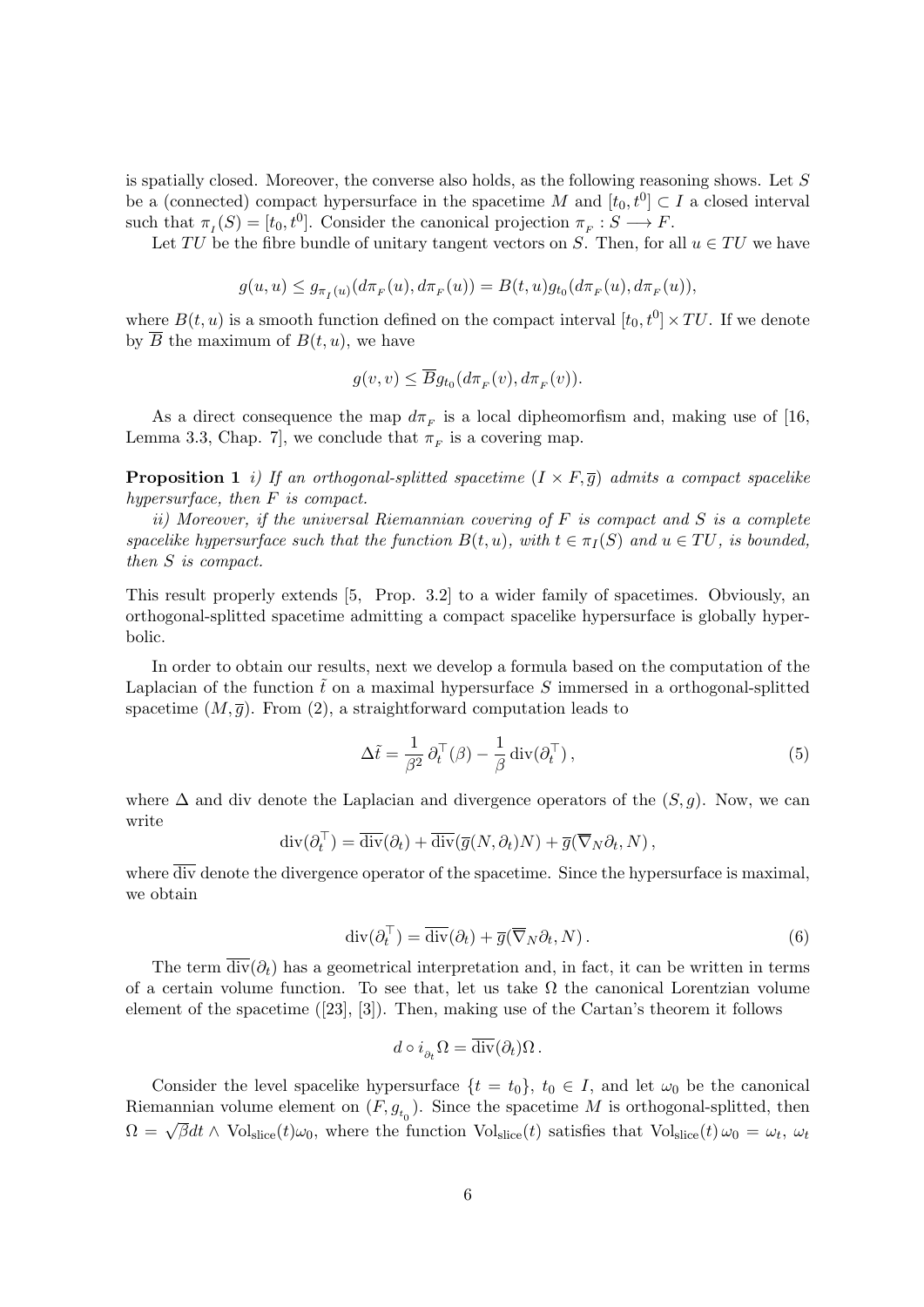is spatially closed. Moreover, the converse also holds, as the following reasoning shows. Let $S$ be a (connected) compact hypersurface in the spacetime $M$ and $[t_0, t^0] \subset I$ a closed interval such that $\pi_I(S) = [t_0, t^0]$. Consider the canonical projection $\pi_F : S \longrightarrow F$.

Let $TU$ be the fibre bundle of unitary tangent vectors on $S$. Then, for all $u \in TU$ we have

$$g(u,u) \leq g_{\pi_I(u)}(d\pi_F(u), d\pi_F(u)) = B(t,u) g_{t_0}(d\pi_F(u), d\pi_F(u)),$$

where $B(t,u)$ is a smooth function defined on the compact interval $[t_0, t^0] \times TU$. If we denote by $\overline{B}$ the maximum of $B(t,u)$, we have

$$g(v,v) \leq \overline{B} g_{t_0}(d\pi_F(v), d\pi_F(v)).$$

As a direct consequence the map $d\pi_F$ is a local dipheomorfism and, making use of [16, Lemma 3.3, Chap. 7], we conclude that $\pi_F$ is a covering map.

**Proposition 1** *i) If an orthogonal-splitted spacetime $(I \times F, \overline{g})$ admits a compact spacelike hypersurface, then $F$ is compact.*

*ii) Moreover, if the universal Riemannian covering of $F$ is compact and $S$ is a complete spacelike hypersurface such that the function $B(t,u)$, with $t \in \pi_I(S)$ and $u \in TU$, is bounded, then $S$ is compact.*

This result properly extends [5, Prop. 3.2] to a wider family of spacetimes. Obviously, an orthogonal-splitted spacetime admitting a compact spacelike hypersurface is globally hyperbolic.

In order to obtain our results, next we develop a formula based on the computation of the Laplacian of the function $\tilde{t}$ on a maximal hypersurface $S$ immersed in a orthogonal-splitted spacetime $(M, \overline{g})$. From (2), a straightforward computation leads to

$$\Delta \tilde{t} = \frac{1}{\beta^2}\, \partial_t^\top(\beta) - \frac{1}{\beta}\, \mathrm{div}(\partial_t^\top)\,, \tag{5}$$

where $\Delta$ and div denote the Laplacian and divergence operators of the $(S, g)$. Now, we can write

$$\mathrm{div}(\partial_t^\top) = \overline{\mathrm{div}}(\partial_t) + \overline{\mathrm{div}}(\overline{g}(N, \partial_t)N) + \overline{g}(\overline{\nabla}_N \partial_t, N)\,,$$

where $\overline{\mathrm{div}}$ denote the divergence operator of the spacetime. Since the hypersurface is maximal, we obtain

$$\mathrm{div}(\partial_t^\top) = \overline{\mathrm{div}}(\partial_t) + \overline{g}(\overline{\nabla}_N \partial_t, N)\,. \tag{6}$$

The term $\overline{\mathrm{div}}(\partial_t)$ has a geometrical interpretation and, in fact, it can be written in terms of a certain volume function. To see that, let us take $\Omega$ the canonical Lorentzian volume element of the spacetime ([23], [3]). Then, making use of the Cartan's theorem it follows

$$d \circ i_{\partial_t} \Omega = \overline{\mathrm{div}}(\partial_t) \Omega\,.$$

Consider the level spacelike hypersurface $\{t = t_0\}$, $t_0 \in I$, and let $\omega_0$ be the canonical Riemannian volume element on $(F, g_{t_0})$. Since the spacetime $M$ is orthogonal-splitted, then $\Omega = \sqrt{\beta} dt \wedge \mathrm{Vol}_{\mathrm{slice}}(t) \omega_0$, where the function $\mathrm{Vol}_{\mathrm{slice}}(t)$ satisfies that $\mathrm{Vol}_{\mathrm{slice}}(t)\, \omega_0 = \omega_t$, $\omega_t$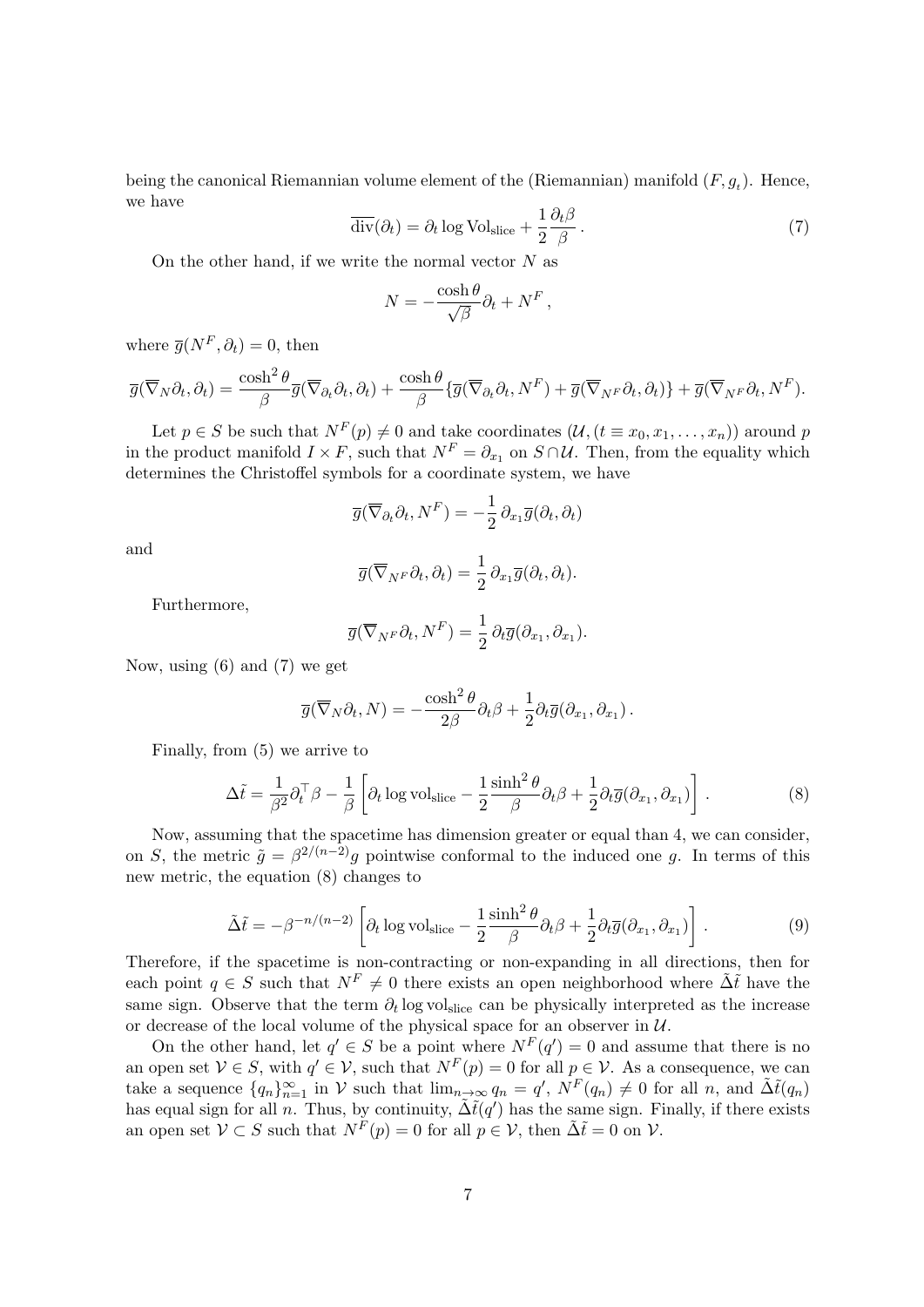being the canonical Riemannian volume element of the (Riemannian) manifold $(F, g_t)$. Hence, we have

$$\overline{\mathrm{div}}(\partial_t) = \partial_t \log \mathrm{Vol}_{\mathrm{slice}} + \frac{1}{2}\frac{\partial_t \beta}{\beta}\,. \tag{7}$$

On the other hand, if we write the normal vector $N$ as

$$N = -\frac{\cosh\theta}{\sqrt{\beta}}\partial_t + N^F\,,$$

where $\overline{g}(N^F, \partial_t) = 0$, then

$$\overline{g}(\overline{\nabla}_N \partial_t, \partial_t) = \frac{\cosh^2\theta}{\beta}\overline{g}(\overline{\nabla}_{\partial_t}\partial_t, \partial_t) + \frac{\cosh\theta}{\beta}\{\overline{g}(\overline{\nabla}_{\partial_t}\partial_t, N^F) + \overline{g}(\overline{\nabla}_{N^F}\partial_t, \partial_t)\} + \overline{g}(\overline{\nabla}_{N^F}\partial_t, N^F).$$

Let $p \in S$ be such that $N^F(p) \neq 0$ and take coordinates $(\mathcal{U}, (t \equiv x_0, x_1, \ldots, x_n))$ around $p$ in the product manifold $I \times F$, such that $N^F = \partial_{x_1}$ on $S \cap \mathcal{U}$. Then, from the equality which determines the Christoffel symbols for a coordinate system, we have

$$\overline{g}(\overline{\nabla}_{\partial_t}\partial_t, N^F) = -\frac{1}{2}\,\partial_{x_1}\overline{g}(\partial_t, \partial_t)$$

and

$$\overline{g}(\overline{\nabla}_{N^F}\partial_t, \partial_t) = \frac{1}{2}\,\partial_{x_1}\overline{g}(\partial_t, \partial_t).$$

Furthermore,

$$\overline{g}(\overline{\nabla}_{N^F}\partial_t, N^F) = \frac{1}{2}\,\partial_t\overline{g}(\partial_{x_1}, \partial_{x_1}).$$

Now, using (6) and (7) we get

$$\overline{g}(\overline{\nabla}_N \partial_t, N) = -\frac{\cosh^2\theta}{2\beta}\partial_t\beta + \frac{1}{2}\partial_t\overline{g}(\partial_{x_1}, \partial_{x_1})\,.$$

Finally, from (5) we arrive to

$$\Delta\tilde{t} = \frac{1}{\beta^2}\partial_t^\top\beta - \frac{1}{\beta}\left[\partial_t \log \mathrm{vol}_{\mathrm{slice}} - \frac{1}{2}\frac{\sinh^2\theta}{\beta}\partial_t\beta + \frac{1}{2}\partial_t\overline{g}(\partial_{x_1}, \partial_{x_1})\right]. \tag{8}$$

Now, assuming that the spacetime has dimension greater or equal than 4, we can consider, on $S$, the metric $\tilde{g} = \beta^{2/(n-2)}g$ pointwise conformal to the induced one $g$. In terms of this new metric, the equation (8) changes to

$$\tilde{\Delta}\tilde{t} = -\beta^{-n/(n-2)}\left[\partial_t \log \mathrm{vol}_{\mathrm{slice}} - \frac{1}{2}\frac{\sinh^2\theta}{\beta}\partial_t\beta + \frac{1}{2}\partial_t\overline{g}(\partial_{x_1}, \partial_{x_1})\right]. \tag{9}$$

Therefore, if the spacetime is non-contracting or non-expanding in all directions, then for each point $q \in S$ such that $N^F \neq 0$ there exists an open neighborhood where $\tilde{\Delta}\tilde{t}$ have the same sign. Observe that the term $\partial_t \log \mathrm{vol}_{\mathrm{slice}}$ can be physically interpreted as the increase or decrease of the local volume of the physical space for an observer in $\mathcal{U}$.

On the other hand, let $q' \in S$ be a point where $N^F(q') = 0$ and assume that there is no an open set $\mathcal{V} \in S$, with $q' \in \mathcal{V}$, such that $N^F(p) = 0$ for all $p \in \mathcal{V}$. As a consequence, we can take a sequence $\{q_n\}_{n=1}^\infty$ in $\mathcal{V}$ such that $\lim_{n\to\infty} q_n = q'$, $N^F(q_n) \neq 0$ for all $n$, and $\tilde{\Delta}\tilde{t}(q_n)$ has equal sign for all $n$. Thus, by continuity, $\tilde{\Delta}\tilde{t}(q')$ has the same sign. Finally, if there exists an open set $\mathcal{V} \subset S$ such that $N^F(p) = 0$ for all $p \in \mathcal{V}$, then $\tilde{\Delta}\tilde{t} = 0$ on $\mathcal{V}$.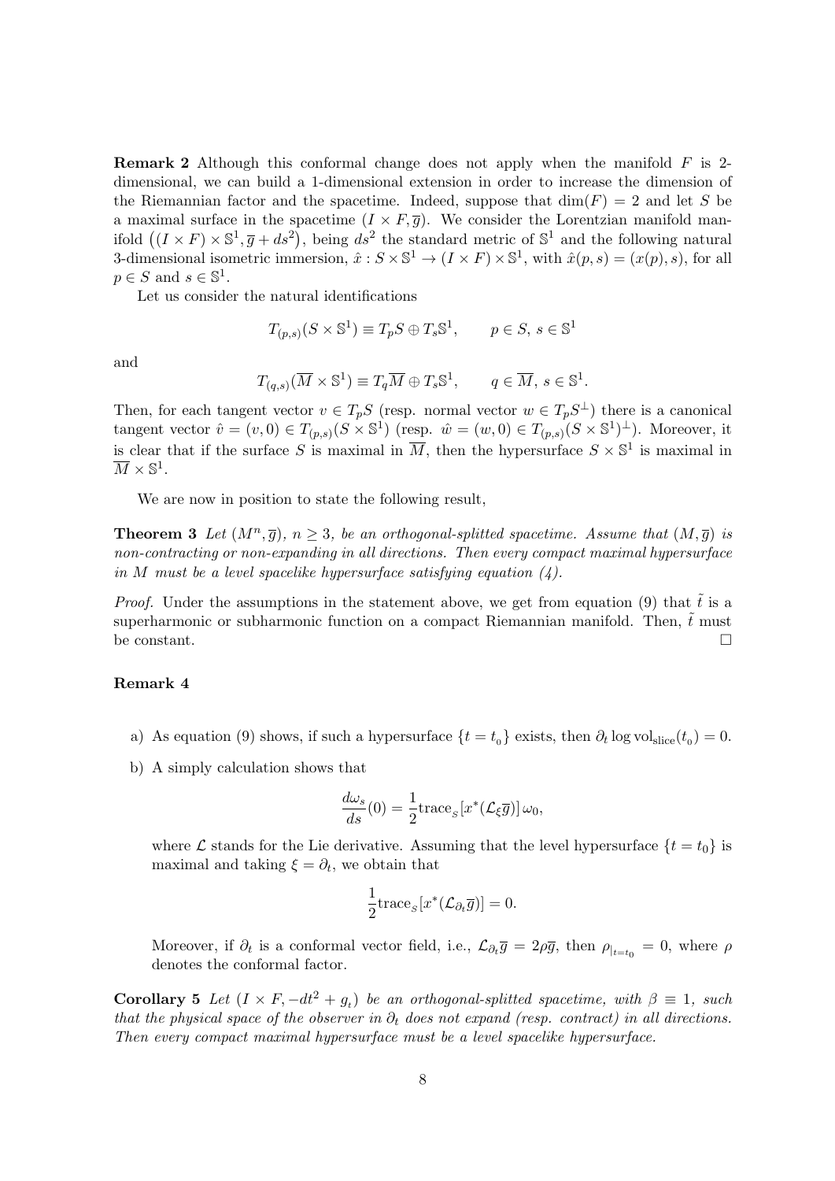**Remark 2** Although this conformal change does not apply when the manifold $F$ is 2-dimensional, we can build a 1-dimensional extension in order to increase the dimension of the Riemannian factor and the spacetime. Indeed, suppose that $\dim(F) = 2$ and let $S$ be a maximal surface in the spacetime $(I \times F, \overline{g})$. We consider the Lorentzian manifold manifold $\big((I \times F) \times \mathbb{S}^1, \overline{g} + ds^2\big)$, being $ds^2$ the standard metric of $\mathbb{S}^1$ and the following natural 3-dimensional isometric immersion, $\hat{x} : S \times \mathbb{S}^1 \to (I \times F) \times \mathbb{S}^1$, with $\hat{x}(p, s) = (x(p), s)$, for all $p \in S$ and $s \in \mathbb{S}^1$.

Let us consider the natural identifications

$$T_{(p,s)}(S \times \mathbb{S}^1) \equiv T_pS \oplus T_s\mathbb{S}^1, \qquad p \in S,\, s \in \mathbb{S}^1$$

and

$$T_{(q,s)}(\overline{M} \times \mathbb{S}^1) \equiv T_q\overline{M} \oplus T_s\mathbb{S}^1, \qquad q \in \overline{M},\, s \in \mathbb{S}^1.$$

Then, for each tangent vector $v \in T_pS$ (resp. normal vector $w \in T_pS^{\perp}$) there is a canonical tangent vector $\hat{v} = (v, 0) \in T_{(p,s)}(S \times \mathbb{S}^1)$ (resp. $\hat{w} = (w, 0) \in T_{(p,s)}(S \times \mathbb{S}^1)^{\perp}$). Moreover, it is clear that if the surface $S$ is maximal in $\overline{M}$, then the hypersurface $S \times \mathbb{S}^1$ is maximal in $\overline{M} \times \mathbb{S}^1$.

We are now in position to state the following result,

**Theorem 3** *Let $(M^n, \overline{g})$, $n \geq 3$, be an orthogonal-splitted spacetime. Assume that $(M, \overline{g})$ is non-contracting or non-expanding in all directions. Then every compact maximal hypersurface in $M$ must be a level spacelike hypersurface satisfying equation (4).*

*Proof.* Under the assumptions in the statement above, we get from equation (9) that $\tilde{t}$ is a superharmonic or subharmonic function on a compact Riemannian manifold. Then, $\tilde{t}$ must be constant. $\square$

**Remark 4**

a) As equation (9) shows, if such a hypersurface $\{t = t_0\}$ exists, then $\partial_t \log \mathrm{vol}_{\mathrm{slice}}(t_0) = 0$.

b) A simply calculation shows that

$$\frac{d\omega_s}{ds}(0) = \frac{1}{2}\mathrm{trace}_S[x^*(\mathcal{L}_\xi \overline{g})]\, \omega_0,$$

where $\mathcal{L}$ stands for the Lie derivative. Assuming that the level hypersurface $\{t = t_0\}$ is maximal and taking $\xi = \partial_t$, we obtain that

$$\frac{1}{2}\mathrm{trace}_S[x^*(\mathcal{L}_{\partial_t} \overline{g})] = 0.$$

Moreover, if $\partial_t$ is a conformal vector field, i.e., $\mathcal{L}_{\partial_t}\overline{g} = 2\rho\overline{g}$, then $\rho_{|_{t=t_0}} = 0$, where $\rho$ denotes the conformal factor.

**Corollary 5** *Let $(I \times F, -dt^2 + g_t)$ be an orthogonal-splitted spacetime, with $\beta \equiv 1$, such that the physical space of the observer in $\partial_t$ does not expand (resp. contract) in all directions. Then every compact maximal hypersurface must be a level spacelike hypersurface.*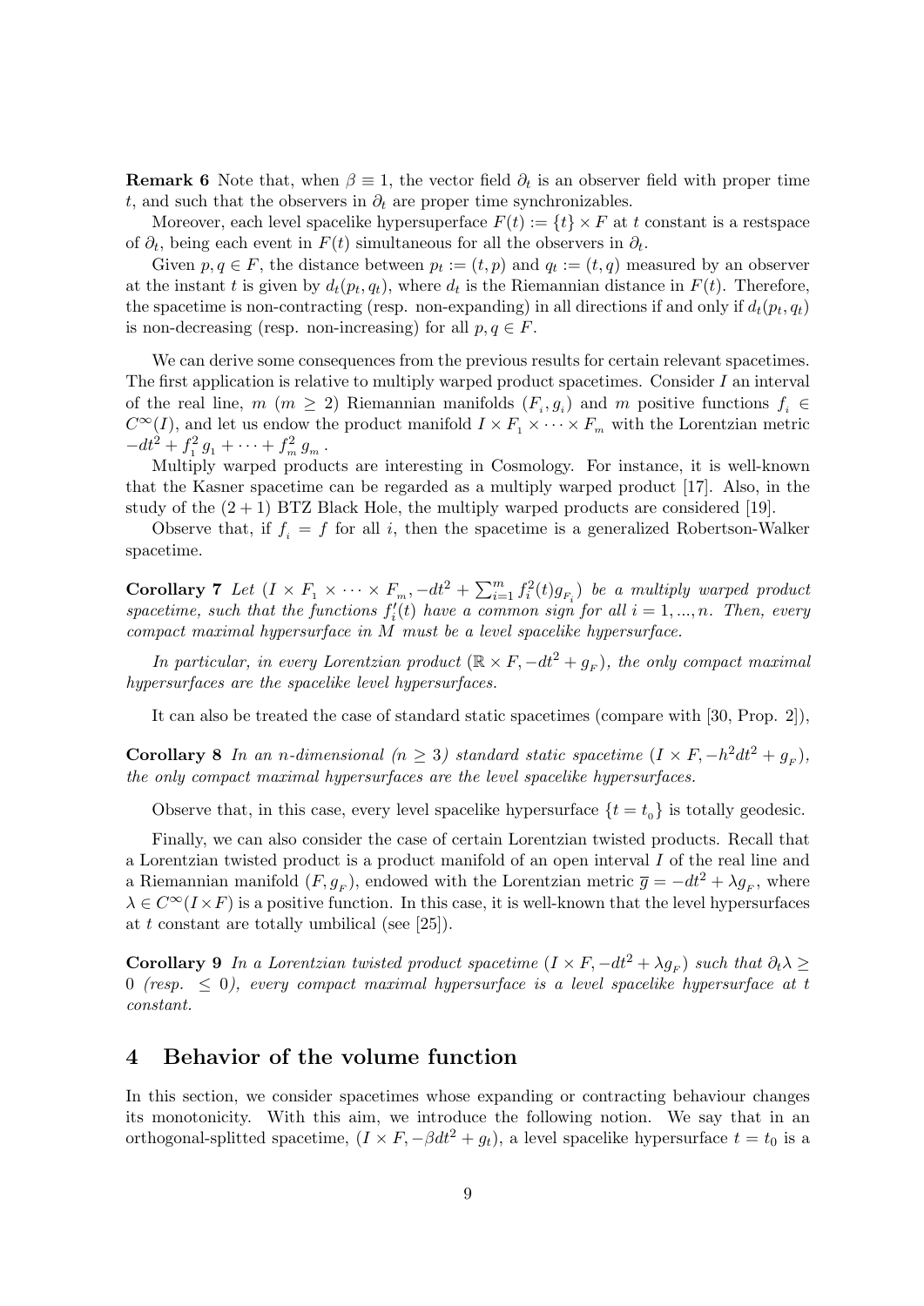**Remark 6** Note that, when $\beta \equiv 1$, the vector field $\partial_t$ is an observer field with proper time $t$, and such that the observers in $\partial_t$ are proper time synchronizables.

Moreover, each level spacelike hypersuperface $F(t) := \{t\} \times F$ at $t$ constant is a restspace of $\partial_t$, being each event in $F(t)$ simultaneous for all the observers in $\partial_t$.

Given $p, q \in F$, the distance between $p_t := (t, p)$ and $q_t := (t, q)$ measured by an observer at the instant $t$ is given by $d_t(p_t, q_t)$, where $d_t$ is the Riemannian distance in $F(t)$. Therefore, the spacetime is non-contracting (resp. non-expanding) in all directions if and only if $d_t(p_t, q_t)$ is non-decreasing (resp. non-increasing) for all $p, q \in F$.

We can derive some consequences from the previous results for certain relevant spacetimes. The first application is relative to multiply warped product spacetimes. Consider $I$ an interval of the real line, $m$ ($m \geq 2$) Riemannian manifolds $(F_i, g_i)$ and $m$ positive functions $f_i \in C^\infty(I)$, and let us endow the product manifold $I \times F_1 \times \cdots \times F_m$ with the Lorentzian metric $-dt^2 + f_1^2 g_1 + \cdots + f_m^2 g_m$.

Multiply warped products are interesting in Cosmology. For instance, it is well-known that the Kasner spacetime can be regarded as a multiply warped product [17]. Also, in the study of the $(2+1)$ BTZ Black Hole, the multiply warped products are considered [19].

Observe that, if $f_i = f$ for all $i$, then the spacetime is a generalized Robertson-Walker spacetime.

**Corollary 7** *Let $(I \times F_1 \times \cdots \times F_m, -dt^2 + \sum_{i=1}^m f_i^2(t) g_{F_i})$ be a multiply warped product spacetime, such that the functions $f_i'(t)$ have a common sign for all $i = 1, ..., n$. Then, every compact maximal hypersurface in $M$ must be a level spacelike hypersurface.*

*In particular, in every Lorentzian product $(\mathbb{R} \times F, -dt^2 + g_F)$, the only compact maximal hypersurfaces are the spacelike level hypersurfaces.*

It can also be treated the case of standard static spacetimes (compare with [30, Prop. 2]),

**Corollary 8** *In an $n$-dimensional ($n \geq 3$) standard static spacetime $(I \times F, -h^2 dt^2 + g_F)$, the only compact maximal hypersurfaces are the level spacelike hypersurfaces.*

Observe that, in this case, every level spacelike hypersurface $\{t = t_0\}$ is totally geodesic.

Finally, we can also consider the case of certain Lorentzian twisted products. Recall that a Lorentzian twisted product is a product manifold of an open interval $I$ of the real line and a Riemannian manifold $(F, g_F)$, endowed with the Lorentzian metric $\overline{g} = -dt^2 + \lambda g_F$, where $\lambda \in C^\infty(I \times F)$ is a positive function. In this case, it is well-known that the level hypersurfaces at $t$ constant are totally umbilical (see [25]).

**Corollary 9** *In a Lorentzian twisted product spacetime $(I \times F, -dt^2 + \lambda g_F)$ such that $\partial_t \lambda \geq 0$ (resp. $\leq 0$), every compact maximal hypersurface is a level spacelike hypersurface at $t$ constant.*

## 4 Behavior of the volume function

In this section, we consider spacetimes whose expanding or contracting behaviour changes its monotonicity. With this aim, we introduce the following notion. We say that in an orthogonal-splitted spacetime, $(I \times F, -\beta dt^2 + g_t)$, a level spacelike hypersurface $t = t_0$ is a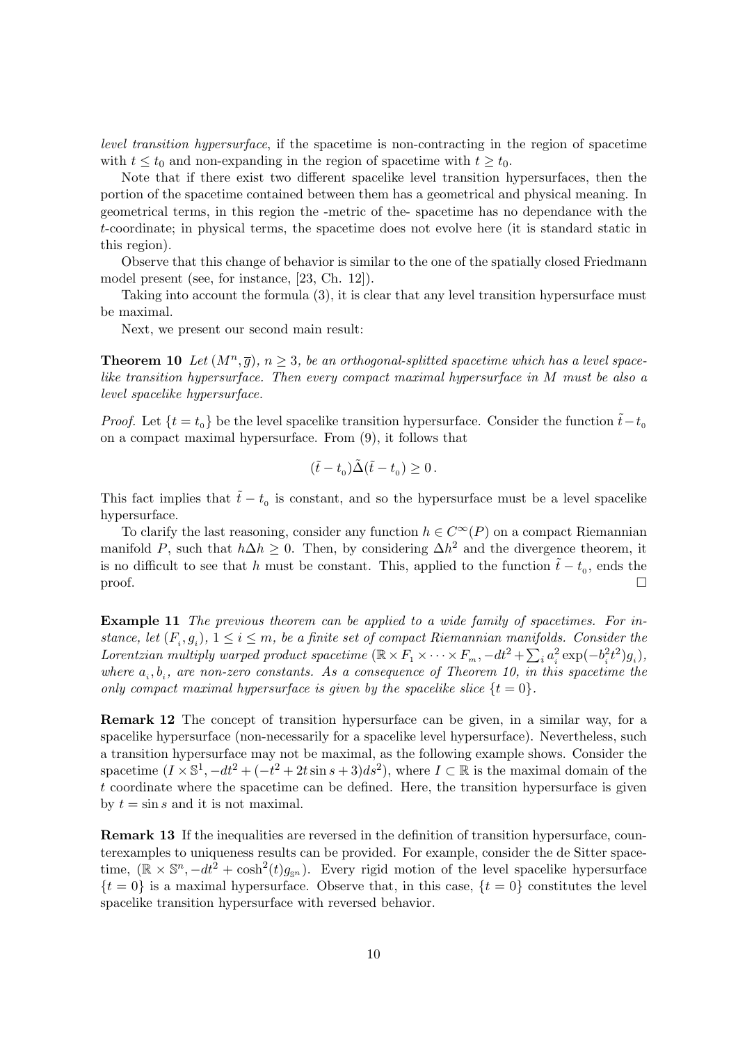*level transition hypersurface*, if the spacetime is non-contracting in the region of spacetime with $t \leq t_0$ and non-expanding in the region of spacetime with $t \geq t_0$.

Note that if there exist two different spacelike level transition hypersurfaces, then the portion of the spacetime contained between them has a geometrical and physical meaning. In geometrical terms, in this region the -metric of the- spacetime has no dependance with the $t$-coordinate; in physical terms, the spacetime does not evolve here (it is standard static in this region).

Observe that this change of behavior is similar to the one of the spatially closed Friedmann model present (see, for instance, [23, Ch. 12]).

Taking into account the formula (3), it is clear that any level transition hypersurface must be maximal.

Next, we present our second main result:

**Theorem 10** *Let $(M^n, \overline{g})$, $n \geq 3$, be an orthogonal-splitted spacetime which has a level spacelike transition hypersurface. Then every compact maximal hypersurface in $M$ must be also a level spacelike hypersurface.*

*Proof.* Let $\{t = t_{_0}\}$ be the level spacelike transition hypersurface. Consider the function $\tilde{t} - t_{_0}$ on a compact maximal hypersurface. From (9), it follows that

$$(\tilde{t} - t_{_0})\tilde{\Delta}(\tilde{t} - t_{_0}) \geq 0\,.$$

This fact implies that $\tilde{t} - t_{_0}$ is constant, and so the hypersurface must be a level spacelike hypersurface.

To clarify the last reasoning, consider any function $h \in C^\infty(P)$ on a compact Riemannian manifold $P$, such that $h\Delta h \geq 0$. Then, by considering $\Delta h^2$ and the divergence theorem, it is no difficult to see that $h$ must be constant. This, applied to the function $\tilde{t} - t_{_0}$, ends the proof. □

**Example 11** *The previous theorem can be applied to a wide family of spacetimes. For instance, let $(F_{_i}, g_{_i})$, $1 \leq i \leq m$, be a finite set of compact Riemannian manifolds. Consider the Lorentzian multiply warped product spacetime $(\mathbb{R} \times F_{_1} \times \cdots \times F_{_m}, -dt^2 + \sum_i a_{_i}^2 \exp(-b_{_i}^2 t^2) g_{_i})$, where $a_{_i}, b_{_i}$, are non-zero constants. As a consequence of Theorem 10, in this spacetime the only compact maximal hypersurface is given by the spacelike slice $\{t = 0\}$.*

**Remark 12** The concept of transition hypersurface can be given, in a similar way, for a spacelike hypersurface (non-necessarily for a spacelike level hypersurface). Nevertheless, such a transition hypersurface may not be maximal, as the following example shows. Consider the spacetime $(I \times \mathbb{S}^1, -dt^2 + (-t^2 + 2t \sin s + 3)ds^2)$, where $I \subset \mathbb{R}$ is the maximal domain of the $t$ coordinate where the spacetime can be defined. Here, the transition hypersurface is given by $t = \sin s$ and it is not maximal.

**Remark 13** If the inequalities are reversed in the definition of transition hypersurface, counterexamples to uniqueness results can be provided. For example, consider the de Sitter spacetime, $(\mathbb{R} \times \mathbb{S}^n, -dt^2 + \cosh^2(t) g_{_{\mathbb{S}^n}})$. Every rigid motion of the level spacelike hypersurface $\{t = 0\}$ is a maximal hypersurface. Observe that, in this case, $\{t = 0\}$ constitutes the level spacelike transition hypersurface with reversed behavior.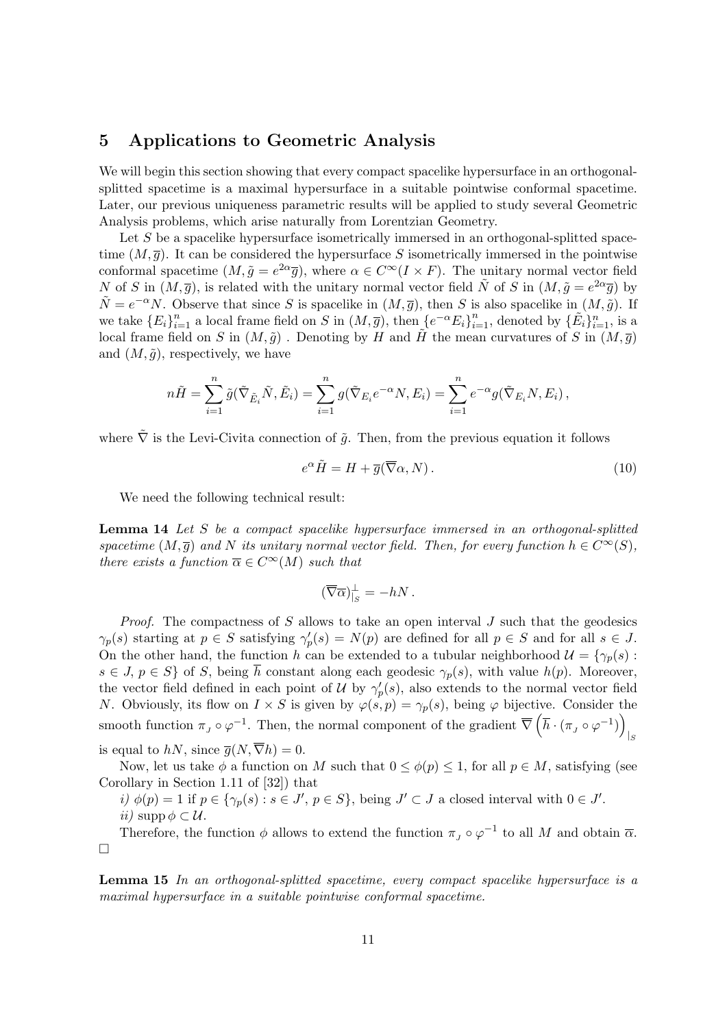## 5 Applications to Geometric Analysis

We will begin this section showing that every compact spacelike hypersurface in an orthogonal-splitted spacetime is a maximal hypersurface in a suitable pointwise conformal spacetime. Later, our previous uniqueness parametric results will be applied to study several Geometric Analysis problems, which arise naturally from Lorentzian Geometry.

Let $S$ be a spacelike hypersurface isometrically immersed in an orthogonal-splitted spacetime $(M, \overline{g})$. It can be considered the hypersurface $S$ isometrically immersed in the pointwise conformal spacetime $(M, \tilde{g} = e^{2\alpha}\overline{g})$, where $\alpha \in C^\infty(I \times F)$. The unitary normal vector field $N$ of $S$ in $(M, \overline{g})$, is related with the unitary normal vector field $\tilde{N}$ of $S$ in $(M, \tilde{g} = e^{2\alpha}\overline{g})$ by $\tilde{N} = e^{-\alpha}N$. Observe that since $S$ is spacelike in $(M, \overline{g})$, then $S$ is also spacelike in $(M, \tilde{g})$. If we take $\{E_i\}_{i=1}^n$ a local frame field on $S$ in $(M, \overline{g})$, then $\{e^{-\alpha}E_i\}_{i=1}^n$, denoted by $\{\tilde{E}_i\}_{i=1}^n$, is a local frame field on $S$ in $(M, \tilde{g})$ . Denoting by $H$ and $\tilde{H}$ the mean curvatures of $S$ in $(M, \overline{g})$ and $(M, \tilde{g})$, respectively, we have

$$n\tilde{H} = \sum_{i=1}^n \tilde{g}(\tilde{\nabla}_{\tilde{E}_i}\tilde{N}, \tilde{E}_i) = \sum_{i=1}^n g(\tilde{\nabla}_{E_i}e^{-\alpha}N, E_i) = \sum_{i=1}^n e^{-\alpha}g(\tilde{\nabla}_{E_i}N, E_i)\,,$$

where $\tilde{\nabla}$ is the Levi-Civita connection of $\tilde{g}$. Then, from the previous equation it follows

$$e^{\alpha}\tilde{H} = H + \overline{g}(\overline{\nabla}\alpha, N)\,. \tag{10}$$

We need the following technical result:

**Lemma 14** *Let $S$ be a compact spacelike hypersurface immersed in an orthogonal-splitted spacetime $(M, \overline{g})$ and $N$ its unitary normal vector field. Then, for every function $h \in C^\infty(S)$, there exists a function $\overline{\alpha} \in C^\infty(M)$ such that*

$$(\overline{\nabla}\overline{\alpha})^{\perp}_{|_S} = -hN\,.$$

*Proof.* The compactness of $S$ allows to take an open interval $J$ such that the geodesics $\gamma_p(s)$ starting at $p \in S$ satisfying $\gamma_p'(s) = N(p)$ are defined for all $p \in S$ and for all $s \in J$. On the other hand, the function $h$ can be extended to a tubular neighborhood $\mathcal{U} = \{\gamma_p(s) : s \in J,\, p \in S\}$ of $S$, being $\overline{h}$ constant along each geodesic $\gamma_p(s)$, with value $h(p)$. Moreover, the vector field defined in each point of $\mathcal{U}$ by $\gamma_p'(s)$, also extends to the normal vector field $N$. Obviously, its flow on $I \times S$ is given by $\varphi(s,p) = \gamma_p(s)$, being $\varphi$ bijective. Consider the smooth function $\pi_{_J} \circ \varphi^{-1}$. Then, the normal component of the gradient $\overline{\nabla}\left(\overline{h} \cdot (\pi_{_J} \circ \varphi^{-1})\right)_{|_S}$ is equal to $hN$, since $\overline{g}(N, \overline{\nabla}h) = 0$.

Now, let us take $\phi$ a function on $M$ such that $0 \leq \phi(p) \leq 1$, for all $p \in M$, satisfying (see Corollary in Section 1.11 of [32]) that

*i)* $\phi(p) = 1$ if $p \in \{\gamma_p(s) : s \in J',\, p \in S\}$, being $J' \subset J$ a closed interval with $0 \in J'$.

*ii)* $\operatorname{supp}\phi \subset \mathcal{U}$.

Therefore, the function $\phi$ allows to extend the function $\pi_{_J} \circ \varphi^{-1}$ to all $M$ and obtain $\overline{\alpha}$. $\square$

**Lemma 15** *In an orthogonal-splitted spacetime, every compact spacelike hypersurface is a maximal hypersurface in a suitable pointwise conformal spacetime.*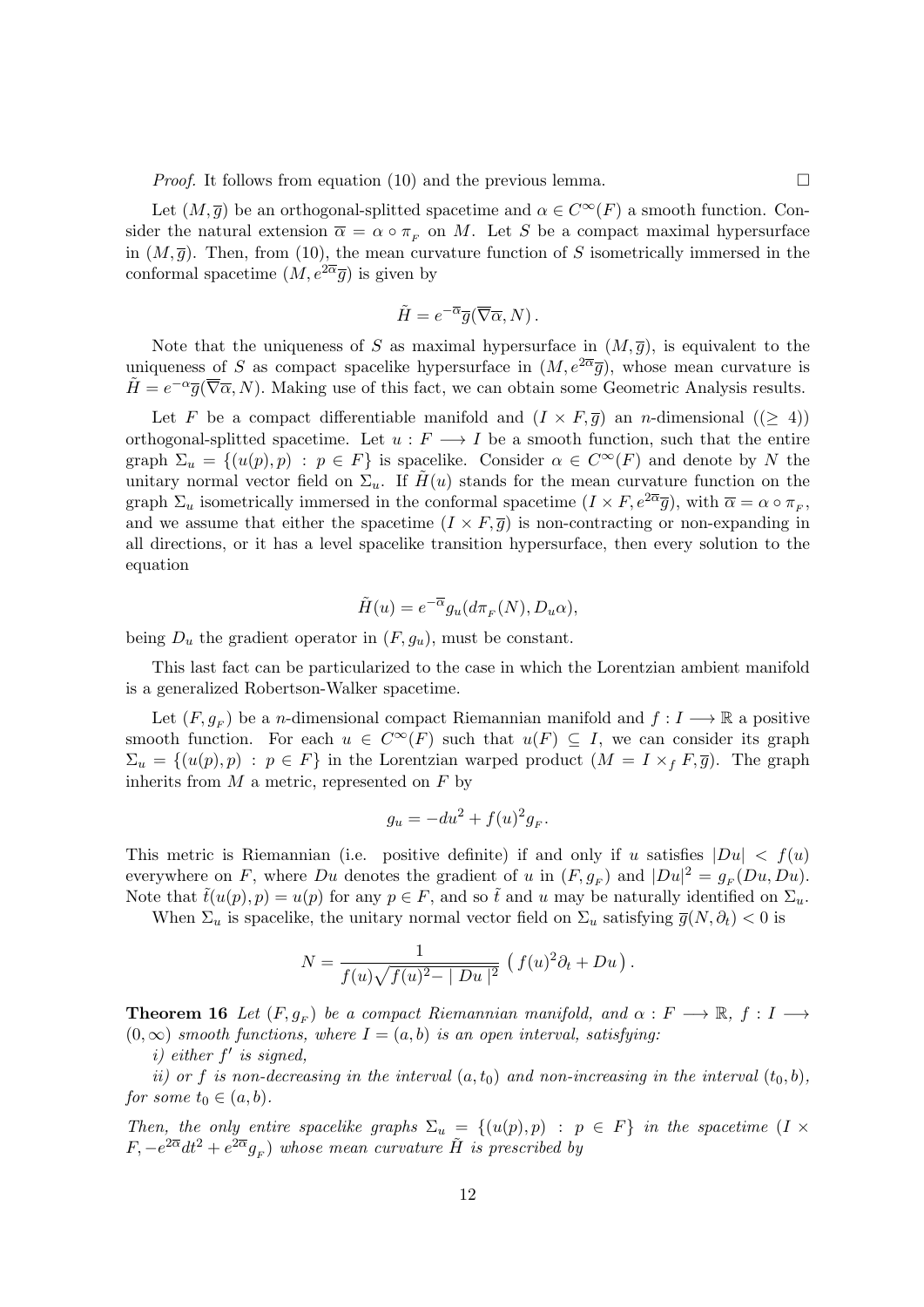*Proof.* It follows from equation (10) and the previous lemma. □

Let $(M, \overline{g})$ be an orthogonal-splitted spacetime and $\alpha \in C^\infty(F)$ a smooth function. Consider the natural extension $\overline{\alpha} = \alpha \circ \pi_{_F}$ on $M$. Let $S$ be a compact maximal hypersurface in $(M, \overline{g})$. Then, from (10), the mean curvature function of $S$ isometrically immersed in the conformal spacetime $(M, e^{2\overline{\alpha}}\overline{g})$ is given by

$$\tilde{H} = e^{-\overline{\alpha}}\overline{g}(\overline{\nabla}\overline{\alpha}, N)\,.$$

Note that the uniqueness of $S$ as maximal hypersurface in $(M, \overline{g})$, is equivalent to the uniqueness of $S$ as compact spacelike hypersurface in $(M, e^{2\overline{\alpha}}\overline{g})$, whose mean curvature is $\tilde{H} = e^{-\alpha}\overline{g}(\overline{\nabla}\overline{\alpha}, N)$. Making use of this fact, we can obtain some Geometric Analysis results.

Let $F$ be a compact differentiable manifold and $(I \times F, \overline{g})$ an $n$-dimensional $((\geq 4))$ orthogonal-splitted spacetime. Let $u : F \longrightarrow I$ be a smooth function, such that the entire graph $\Sigma_u = \{(u(p), p) : p \in F\}$ is spacelike. Consider $\alpha \in C^\infty(F)$ and denote by $N$ the unitary normal vector field on $\Sigma_u$. If $\tilde{H}(u)$ stands for the mean curvature function on the graph $\Sigma_u$ isometrically immersed in the conformal spacetime $(I \times F, e^{2\overline{\alpha}}\overline{g})$, with $\overline{\alpha} = \alpha \circ \pi_{_F}$, and we assume that either the spacetime $(I \times F, \overline{g})$ is non-contracting or non-expanding in all directions, or it has a level spacelike transition hypersurface, then every solution to the equation

$$\tilde{H}(u) = e^{-\overline{\alpha}}g_u(d\pi_{_F}(N), D_u\alpha),$$

being $D_u$ the gradient operator in $(F, g_u)$, must be constant.

This last fact can be particularized to the case in which the Lorentzian ambient manifold is a generalized Robertson-Walker spacetime.

Let $(F, g_{_F})$ be a $n$-dimensional compact Riemannian manifold and $f : I \longrightarrow \mathbb{R}$ a positive smooth function. For each $u \in C^\infty(F)$ such that $u(F) \subseteq I$, we can consider its graph $\Sigma_u = \{(u(p), p) : p \in F\}$ in the Lorentzian warped product $(M = I \times_f F, \overline{g})$. The graph inherits from $M$ a metric, represented on $F$ by

$$g_u = -du^2 + f(u)^2 g_{_F}.$$

This metric is Riemannian (i.e. positive definite) if and only if $u$ satisfies $|Du| < f(u)$ everywhere on $F$, where $Du$ denotes the gradient of $u$ in $(F, g_{_F})$ and $|Du|^2 = g_{_F}(Du, Du)$. Note that $\tilde{t}(u(p), p) = u(p)$ for any $p \in F$, and so $\tilde{t}$ and $u$ may be naturally identified on $\Sigma_u$.

When $\Sigma_u$ is spacelike, the unitary normal vector field on $\Sigma_u$ satisfying $\overline{g}(N, \partial_t) < 0$ is

$$N = \frac{1}{f(u)\sqrt{f(u)^2 - \mid Du \mid^2}}\,\left(f(u)^2\partial_t + Du\right).$$

**Theorem 16** *Let $(F, g_{_F})$ be a compact Riemannian manifold, and $\alpha : F \longrightarrow \mathbb{R}$, $f : I \longrightarrow (0, \infty)$ smooth functions, where $I = (a, b)$ is an open interval, satisfying:*

*i) either $f'$ is signed,*

*ii) or $f$ is non-decreasing in the interval $(a, t_0)$ and non-increasing in the interval $(t_0, b)$, for some $t_0 \in (a, b)$.*

*Then, the only entire spacelike graphs $\Sigma_u = \{(u(p), p) : p \in F\}$ in the spacetime $(I \times F, -e^{2\overline{\alpha}}dt^2 + e^{2\overline{\alpha}}g_{_F})$ whose mean curvature $\tilde{H}$ is prescribed by*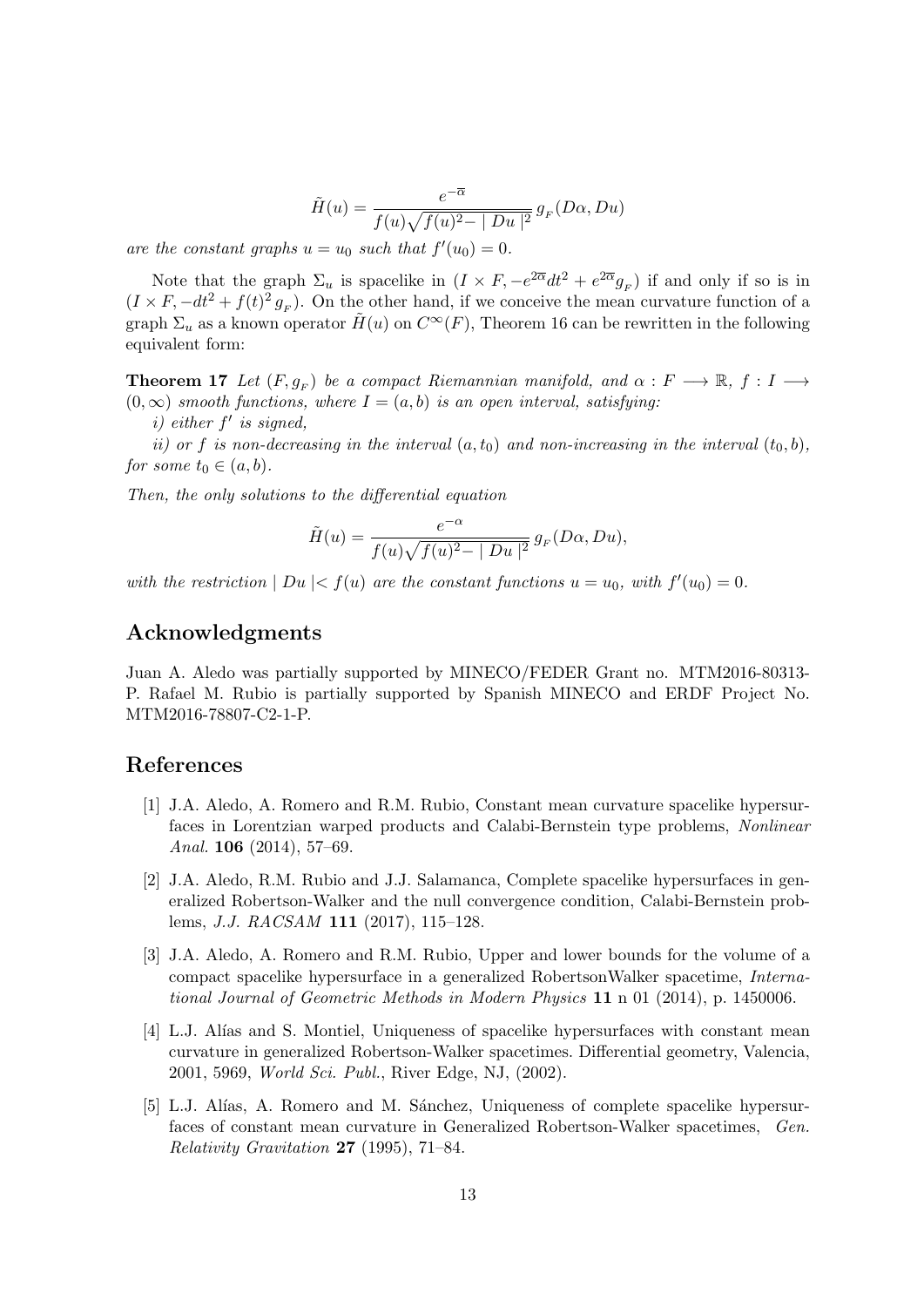$$\tilde{H}(u) = \frac{e^{-\overline{\alpha}}}{f(u)\sqrt{f(u)^2 - \mid Du \mid^2}}\, g_{_F}(D\alpha, Du)$$

*are the constant graphs $u = u_0$ such that $f'(u_0) = 0$.*

Note that the graph $\Sigma_u$ is spacelike in $(I \times F, -e^{2\overline{\alpha}}dt^2 + e^{2\overline{\alpha}}g_{_F})$ if and only if so is in $(I \times F, -dt^2 + f(t)^2 g_{_F})$. On the other hand, if we conceive the mean curvature function of a graph $\Sigma_u$ as a known operator $\tilde{H}(u)$ on $C^\infty(F)$, Theorem 16 can be rewritten in the following equivalent form:

**Theorem 17** *Let $(F, g_{_F})$ be a compact Riemannian manifold, and $\alpha : F \longrightarrow \mathbb{R}$, $f : I \longrightarrow (0, \infty)$ smooth functions, where $I = (a, b)$ is an open interval, satisfying:*

*i) either $f'$ is signed,*

*ii) or $f$ is non-decreasing in the interval $(a, t_0)$ and non-increasing in the interval $(t_0, b)$, for some $t_0 \in (a, b)$.*

*Then, the only solutions to the differential equation*

$$\tilde{H}(u) = \frac{e^{-\alpha}}{f(u)\sqrt{f(u)^2 - \mid Du \mid^2}}\, g_{_F}(D\alpha, Du),$$

*with the restriction $\mid Du \mid < f(u)$ are the constant functions $u = u_0$, with $f'(u_0) = 0$.*

## Acknowledgments

Juan A. Aledo was partially supported by MINECO/FEDER Grant no. MTM2016-80313-P. Rafael M. Rubio is partially supported by Spanish MINECO and ERDF Project No. MTM2016-78807-C2-1-P.

## References

[1] J.A. Aledo, A. Romero and R.M. Rubio, Constant mean curvature spacelike hypersurfaces in Lorentzian warped products and Calabi-Bernstein type problems, *Nonlinear Anal.* **106** (2014), 57–69.

[2] J.A. Aledo, R.M. Rubio and J.J. Salamanca, Complete spacelike hypersurfaces in generalized Robertson-Walker and the null convergence condition, Calabi-Bernstein problems, *J.J. RACSAM* **111** (2017), 115–128.

[3] J.A. Aledo, A. Romero and R.M. Rubio, Upper and lower bounds for the volume of a compact spacelike hypersurface in a generalized RobertsonWalker spacetime, *International Journal of Geometric Methods in Modern Physics* **11** n 01 (2014), p. 1450006.

[4] L.J. Alías and S. Montiel, Uniqueness of spacelike hypersurfaces with constant mean curvature in generalized Robertson-Walker spacetimes. Differential geometry, Valencia, 2001, 5969, *World Sci. Publ.*, River Edge, NJ, (2002).

[5] L.J. Alías, A. Romero and M. Sánchez, Uniqueness of complete spacelike hypersurfaces of constant mean curvature in Generalized Robertson-Walker spacetimes, *Gen. Relativity Gravitation* **27** (1995), 71–84.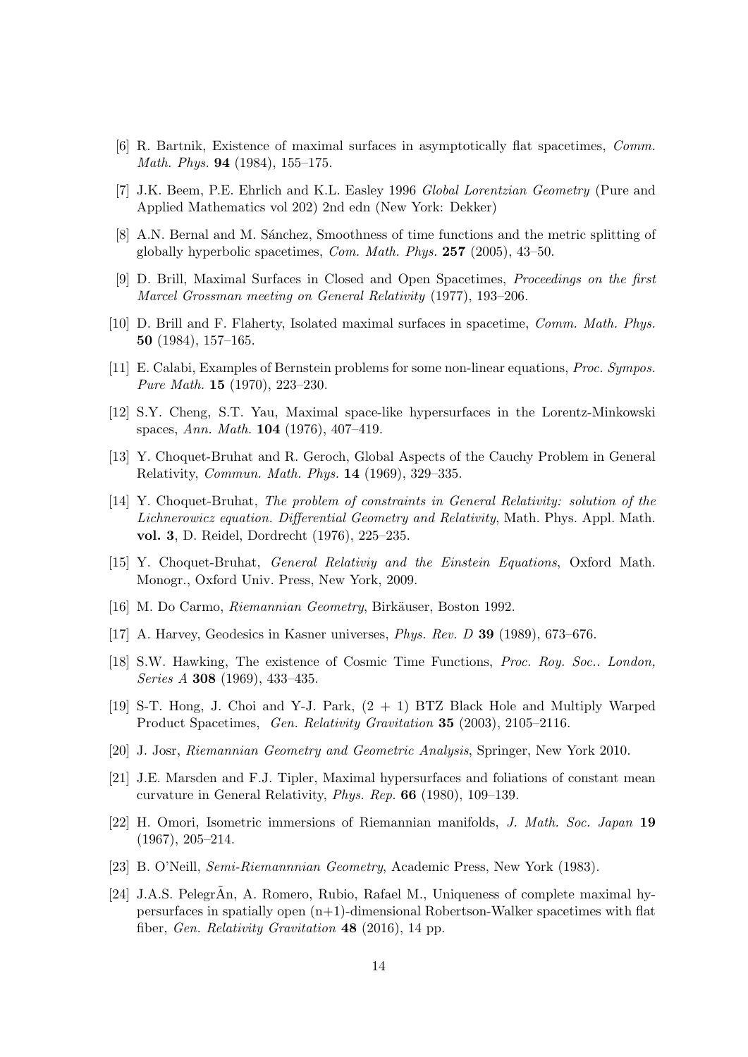[6] R. Bartnik, Existence of maximal surfaces in asymptotically flat spacetimes, *Comm. Math. Phys.* **94** (1984), 155–175.

[7] J.K. Beem, P.E. Ehrlich and K.L. Easley 1996 *Global Lorentzian Geometry* (Pure and Applied Mathematics vol 202) 2nd edn (New York: Dekker)

[8] A.N. Bernal and M. Sánchez, Smoothness of time functions and the metric splitting of globally hyperbolic spacetimes, *Com. Math. Phys.* **257** (2005), 43–50.

[9] D. Brill, Maximal Surfaces in Closed and Open Spacetimes, *Proceedings on the first Marcel Grossman meeting on General Relativity* (1977), 193–206.

[10] D. Brill and F. Flaherty, Isolated maximal surfaces in spacetime, *Comm. Math. Phys.* **50** (1984), 157–165.

[11] E. Calabi, Examples of Bernstein problems for some non-linear equations, *Proc. Sympos. Pure Math.* **15** (1970), 223–230.

[12] S.Y. Cheng, S.T. Yau, Maximal space-like hypersurfaces in the Lorentz-Minkowski spaces, *Ann. Math.* **104** (1976), 407–419.

[13] Y. Choquet-Bruhat and R. Geroch, Global Aspects of the Cauchy Problem in General Relativity, *Commun. Math. Phys.* **14** (1969), 329–335.

[14] Y. Choquet-Bruhat, *The problem of constraints in General Relativity: solution of the Lichnerowicz equation. Differential Geometry and Relativity*, Math. Phys. Appl. Math. **vol. 3**, D. Reidel, Dordrecht (1976), 225–235.

[15] Y. Choquet-Bruhat, *General Relativiy and the Einstein Equations*, Oxford Math. Monogr., Oxford Univ. Press, New York, 2009.

[16] M. Do Carmo, *Riemannian Geometry*, Birkäuser, Boston 1992.

[17] A. Harvey, Geodesics in Kasner universes, *Phys. Rev. D* **39** (1989), 673–676.

[18] S.W. Hawking, The existence of Cosmic Time Functions, *Proc. Roy. Soc.. London, Series A* **308** (1969), 433–435.

[19] S-T. Hong, J. Choi and Y-J. Park, (2 + 1) BTZ Black Hole and Multiply Warped Product Spacetimes, *Gen. Relativity Gravitation* **35** (2003), 2105–2116.

[20] J. Josr, *Riemannian Geometry and Geometric Analysis*, Springer, New York 2010.

[21] J.E. Marsden and F.J. Tipler, Maximal hypersurfaces and foliations of constant mean curvature in General Relativity, *Phys. Rep.* **66** (1980), 109–139.

[22] H. Omori, Isometric immersions of Riemannian manifolds, *J. Math. Soc. Japan* **19** (1967), 205–214.

[23] B. O'Neill, *Semi-Riemannnian Geometry*, Academic Press, New York (1983).

[24] J.A.S. PelegrÃn, A. Romero, Rubio, Rafael M., Uniqueness of complete maximal hypersurfaces in spatially open (n+1)-dimensional Robertson-Walker spacetimes with flat fiber, *Gen. Relativity Gravitation* **48** (2016), 14 pp.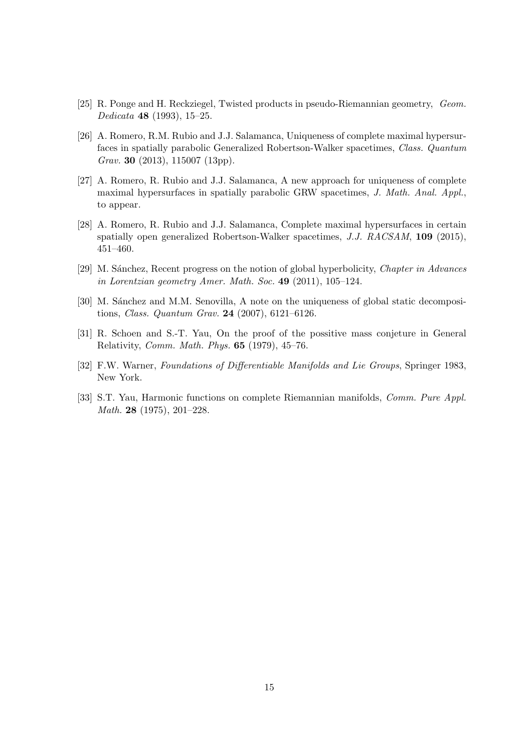[25] R. Ponge and H. Reckziegel, Twisted products in pseudo-Riemannian geometry, *Geom. Dedicata* **48** (1993), 15–25.

[26] A. Romero, R.M. Rubio and J.J. Salamanca, Uniqueness of complete maximal hypersurfaces in spatially parabolic Generalized Robertson-Walker spacetimes, *Class. Quantum Grav.* **30** (2013), 115007 (13pp).

[27] A. Romero, R. Rubio and J.J. Salamanca, A new approach for uniqueness of complete maximal hypersurfaces in spatially parabolic GRW spacetimes, *J. Math. Anal. Appl.*, to appear.

[28] A. Romero, R. Rubio and J.J. Salamanca, Complete maximal hypersurfaces in certain spatially open generalized Robertson-Walker spacetimes, *J.J. RACSAM*, **109** (2015), 451–460.

[29] M. Sánchez, Recent progress on the notion of global hyperbolicity, *Chapter in Advances in Lorentzian geometry Amer. Math. Soc.* **49** (2011), 105–124.

[30] M. Sánchez and M.M. Senovilla, A note on the uniqueness of global static decompositions, *Class. Quantum Grav.* **24** (2007), 6121–6126.

[31] R. Schoen and S.-T. Yau, On the proof of the possitive mass conjeture in General Relativity, *Comm. Math. Phys.* **65** (1979), 45–76.

[32] F.W. Warner, *Foundations of Differentiable Manifolds and Lie Groups*, Springer 1983, New York.

[33] S.T. Yau, Harmonic functions on complete Riemannian manifolds, *Comm. Pure Appl. Math.* **28** (1975), 201–228.